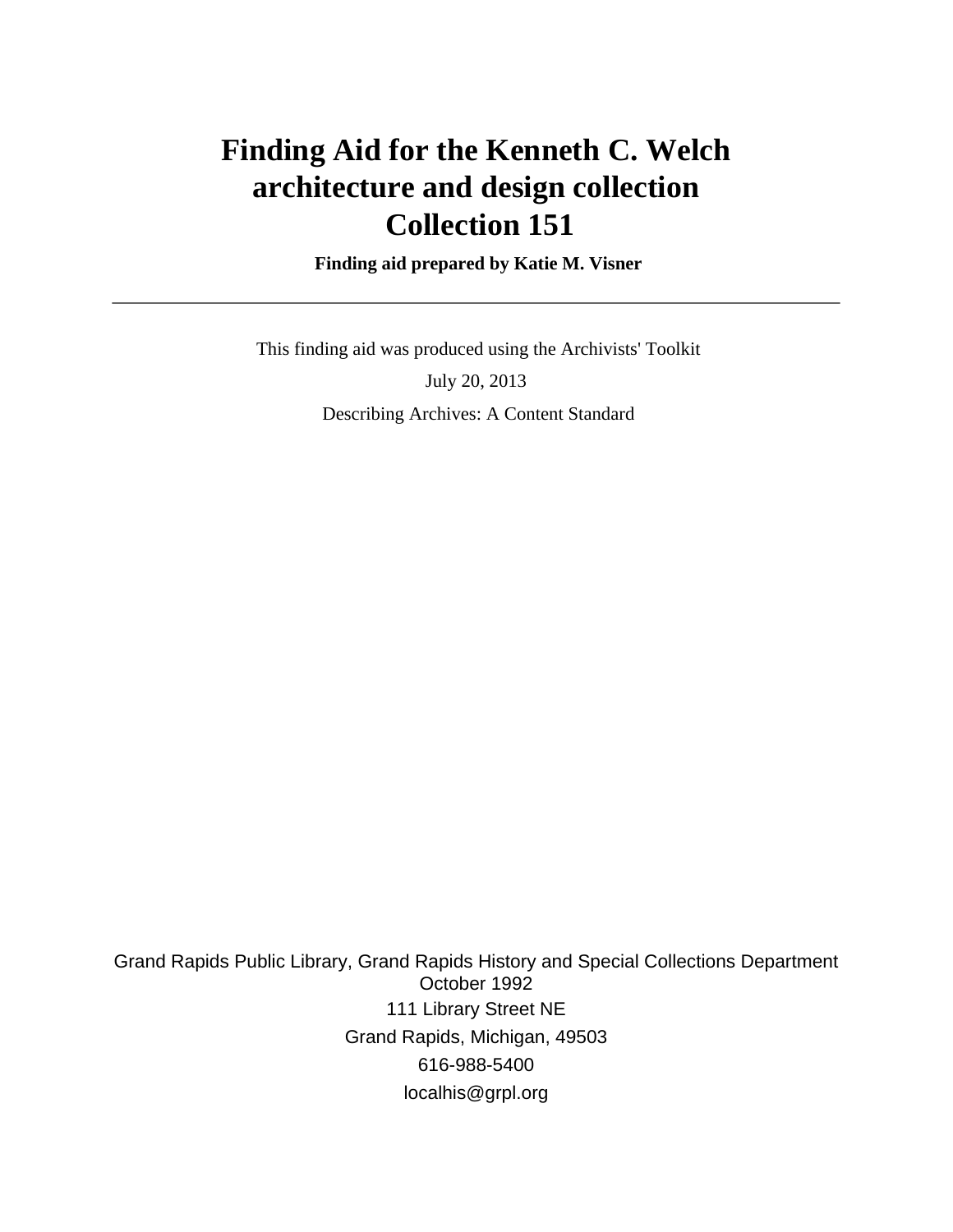# Finding Aid for the Kenneth C. Welch architecture and design collection Collection 151

**Finding aid prepared by Katie M. Visner**

---

This finding aid was produced using the Archivists' Toolkit

July 20, 2013

Describing Archives: A Content Standard

Grand Rapids Public Library, Grand Rapids History and Special Collections Department
October 1992
111 Library Street NE
Grand Rapids, Michigan, 49503
616-988-5400
localhis@grpl.org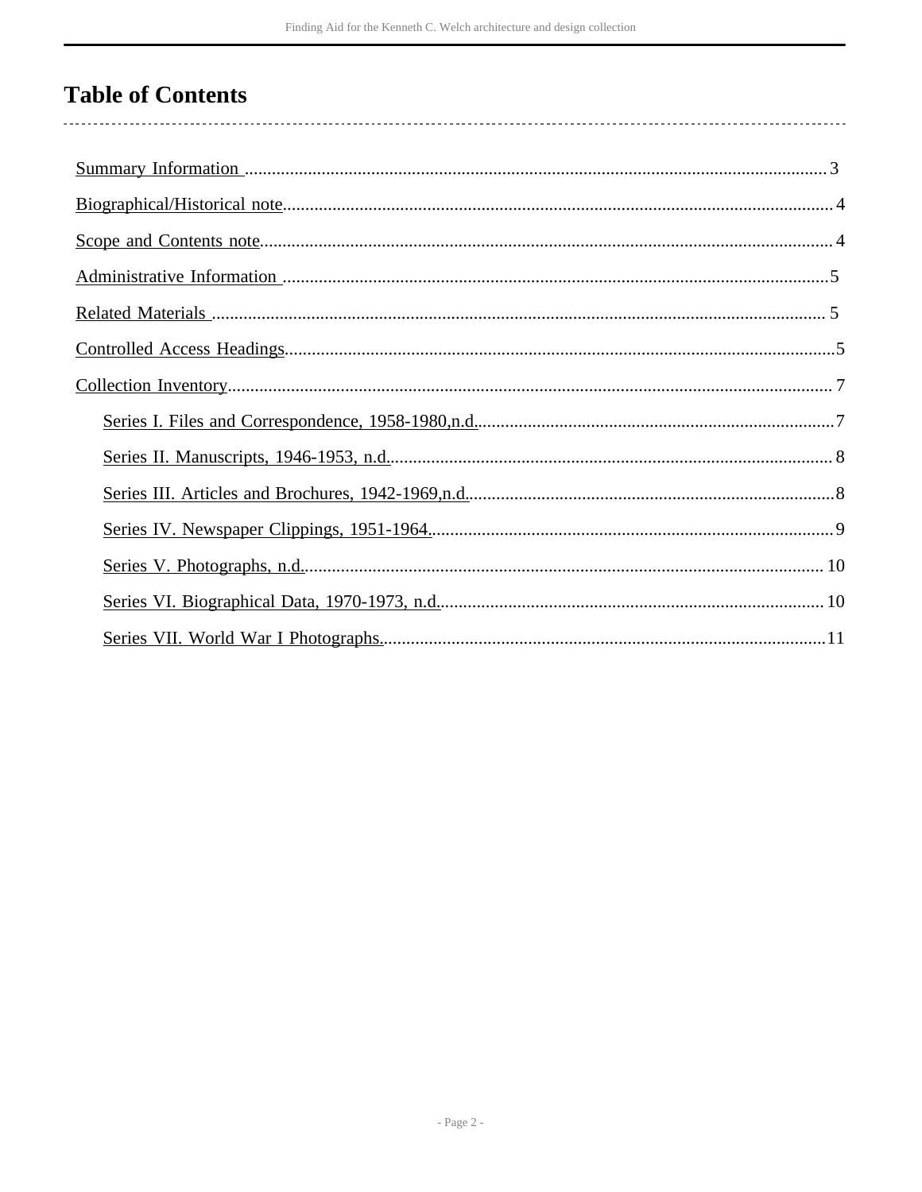# Table of Contents

- Summary Information .......... 3
- Biographical/Historical note .......... 4
- Scope and Contents note .......... 4
- Administrative Information .......... 5
- Related Materials .......... 5
- Controlled Access Headings .......... 5
- Collection Inventory .......... 7
    - Series I. Files and Correspondence, 1958-1980,n.d. .......... 7
    - Series II. Manuscripts, 1946-1953, n.d. .......... 8
    - Series III. Articles and Brochures, 1942-1969,n.d. .......... 8
    - Series IV. Newspaper Clippings, 1951-1964. .......... 9
    - Series V. Photographs, n.d. .......... 10
    - Series VI. Biographical Data, 1970-1973, n.d. .......... 10
    - Series VII. World War I Photographs. .......... 11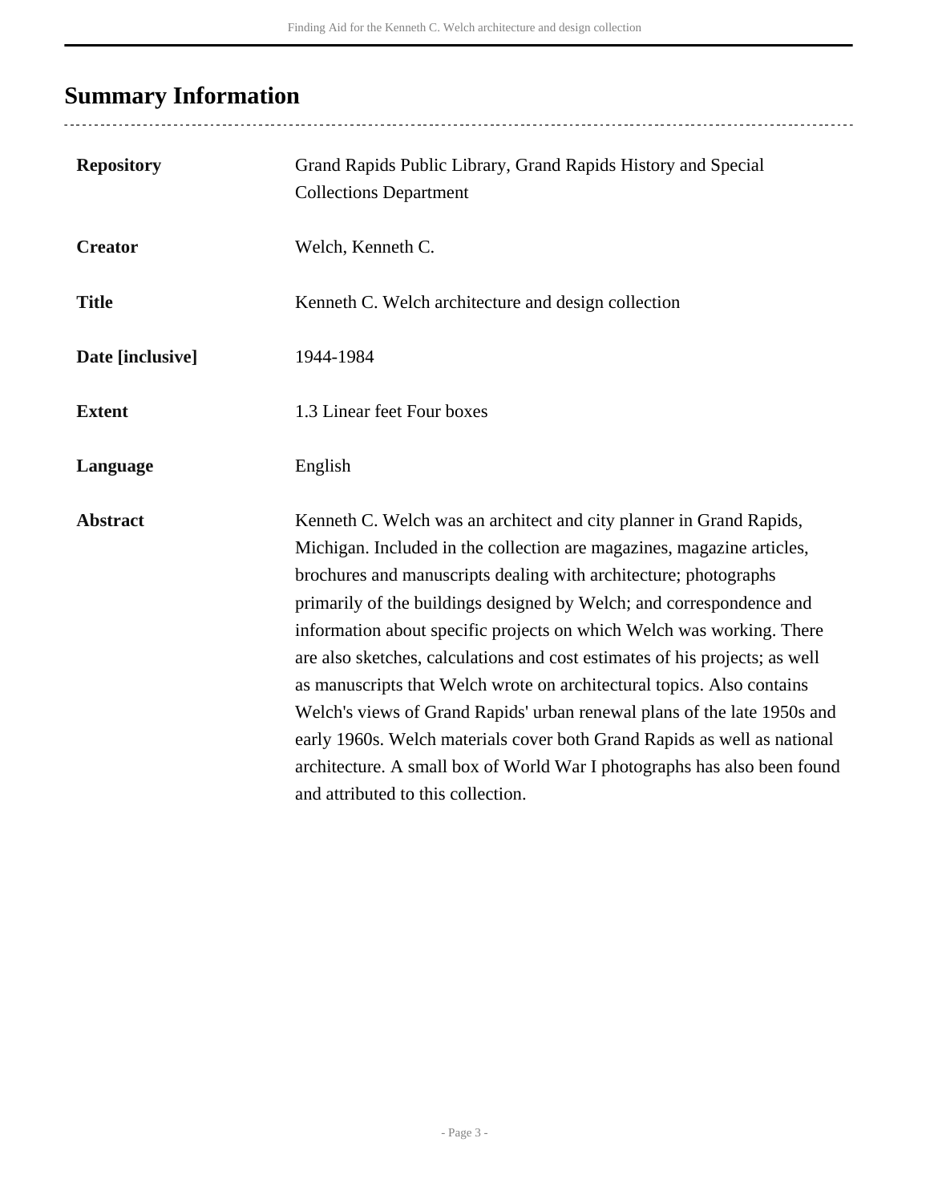## Summary Information

| | |
|---|---|
| **Repository** | Grand Rapids Public Library, Grand Rapids History and Special Collections Department |
| **Creator** | Welch, Kenneth C. |
| **Title** | Kenneth C. Welch architecture and design collection |
| **Date [inclusive]** | 1944-1984 |
| **Extent** | 1.3 Linear feet Four boxes |
| **Language** | English |
| **Abstract** | Kenneth C. Welch was an architect and city planner in Grand Rapids, Michigan. Included in the collection are magazines, magazine articles, brochures and manuscripts dealing with architecture; photographs primarily of the buildings designed by Welch; and correspondence and information about specific projects on which Welch was working. There are also sketches, calculations and cost estimates of his projects; as well as manuscripts that Welch wrote on architectural topics. Also contains Welch's views of Grand Rapids' urban renewal plans of the late 1950s and early 1960s. Welch materials cover both Grand Rapids as well as national architecture. A small box of World War I photographs has also been found and attributed to this collection. |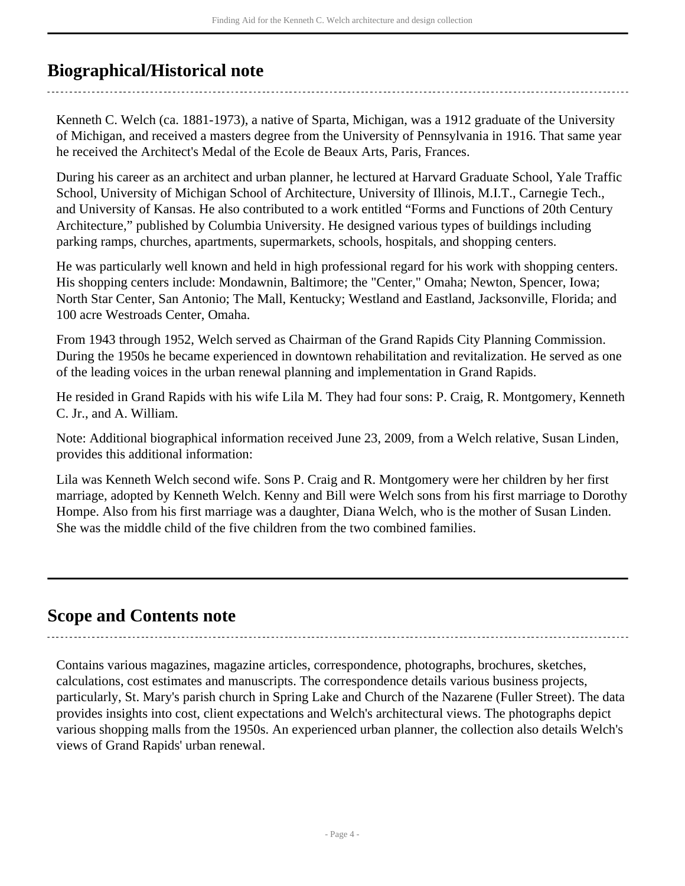## Biographical/Historical note

Kenneth C. Welch (ca. 1881-1973), a native of Sparta, Michigan, was a 1912 graduate of the University of Michigan, and received a masters degree from the University of Pennsylvania in 1916. That same year he received the Architect's Medal of the Ecole de Beaux Arts, Paris, Frances.

During his career as an architect and urban planner, he lectured at Harvard Graduate School, Yale Traffic School, University of Michigan School of Architecture, University of Illinois, M.I.T., Carnegie Tech., and University of Kansas. He also contributed to a work entitled "Forms and Functions of 20th Century Architecture," published by Columbia University. He designed various types of buildings including parking ramps, churches, apartments, supermarkets, schools, hospitals, and shopping centers.

He was particularly well known and held in high professional regard for his work with shopping centers. His shopping centers include: Mondawnin, Baltimore; the "Center," Omaha; Newton, Spencer, Iowa; North Star Center, San Antonio; The Mall, Kentucky; Westland and Eastland, Jacksonville, Florida; and 100 acre Westroads Center, Omaha.

From 1943 through 1952, Welch served as Chairman of the Grand Rapids City Planning Commission. During the 1950s he became experienced in downtown rehabilitation and revitalization. He served as one of the leading voices in the urban renewal planning and implementation in Grand Rapids.

He resided in Grand Rapids with his wife Lila M. They had four sons: P. Craig, R. Montgomery, Kenneth C. Jr., and A. William.

Note: Additional biographical information received June 23, 2009, from a Welch relative, Susan Linden, provides this additional information:

Lila was Kenneth Welch second wife. Sons P. Craig and R. Montgomery were her children by her first marriage, adopted by Kenneth Welch. Kenny and Bill were Welch sons from his first marriage to Dorothy Hompe. Also from his first marriage was a daughter, Diana Welch, who is the mother of Susan Linden. She was the middle child of the five children from the two combined families.

## Scope and Contents note

Contains various magazines, magazine articles, correspondence, photographs, brochures, sketches, calculations, cost estimates and manuscripts. The correspondence details various business projects, particularly, St. Mary's parish church in Spring Lake and Church of the Nazarene (Fuller Street). The data provides insights into cost, client expectations and Welch's architectural views. The photographs depict various shopping malls from the 1950s. An experienced urban planner, the collection also details Welch's views of Grand Rapids' urban renewal.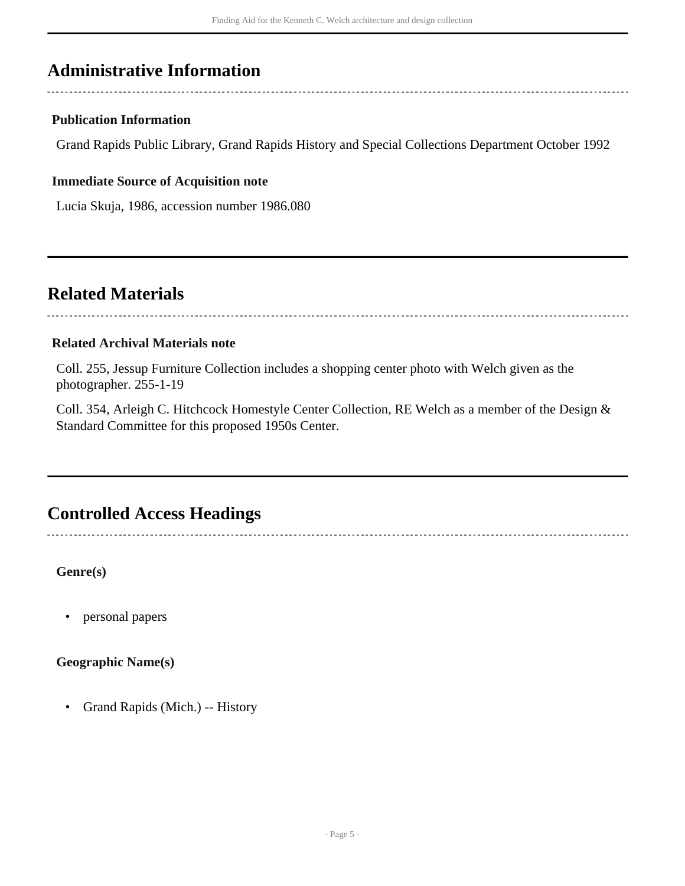## Administrative Information

### Publication Information

Grand Rapids Public Library, Grand Rapids History and Special Collections Department October 1992

### Immediate Source of Acquisition note

Lucia Skuja, 1986, accession number 1986.080

## Related Materials

### Related Archival Materials note

Coll. 255, Jessup Furniture Collection includes a shopping center photo with Welch given as the photographer. 255-1-19

Coll. 354, Arleigh C. Hitchcock Homestyle Center Collection, RE Welch as a member of the Design & Standard Committee for this proposed 1950s Center.

## Controlled Access Headings

**Genre(s)**

- personal papers

**Geographic Name(s)**

- Grand Rapids (Mich.) -- History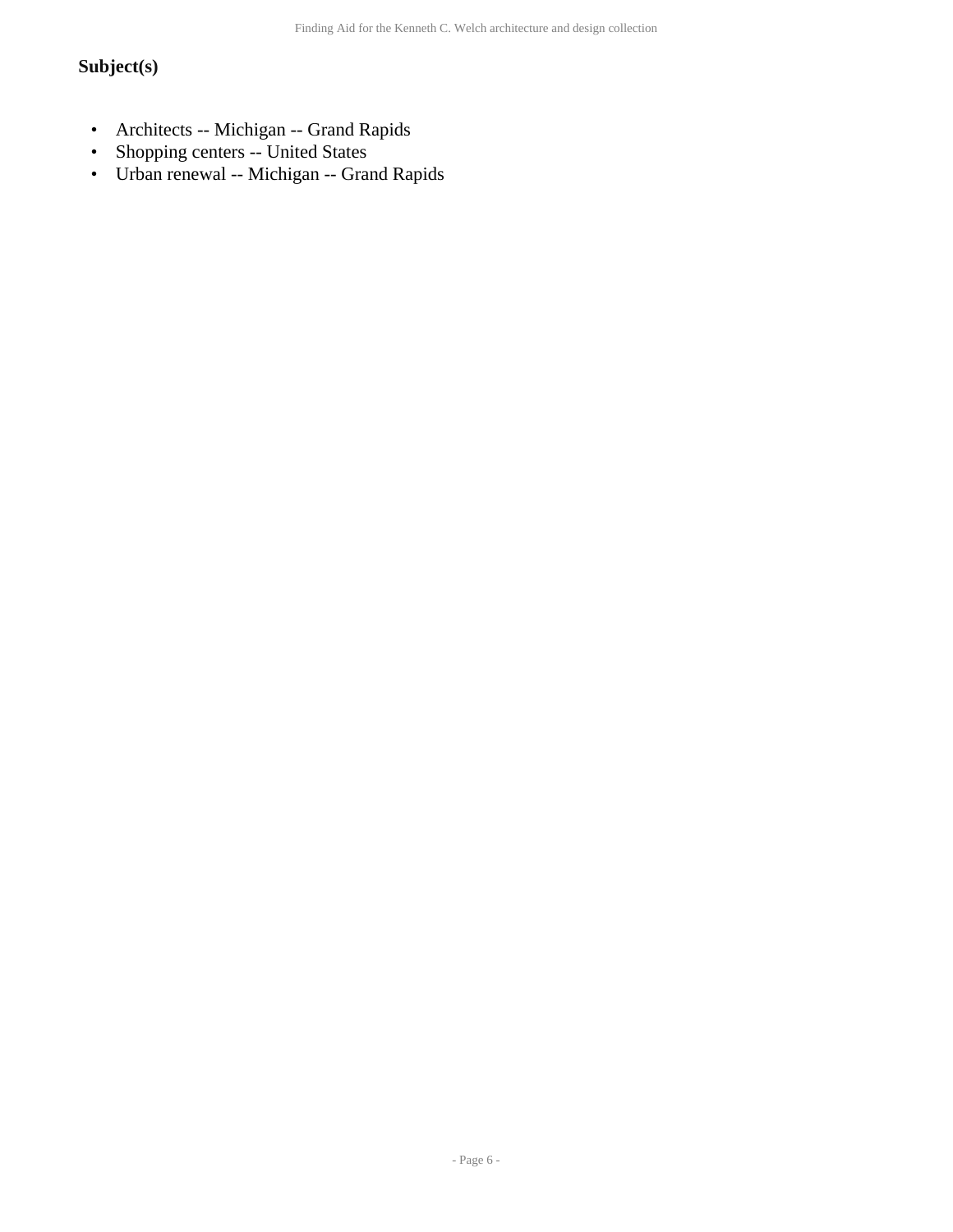### Subject(s)

- Architects -- Michigan -- Grand Rapids
- Shopping centers -- United States
- Urban renewal -- Michigan -- Grand Rapids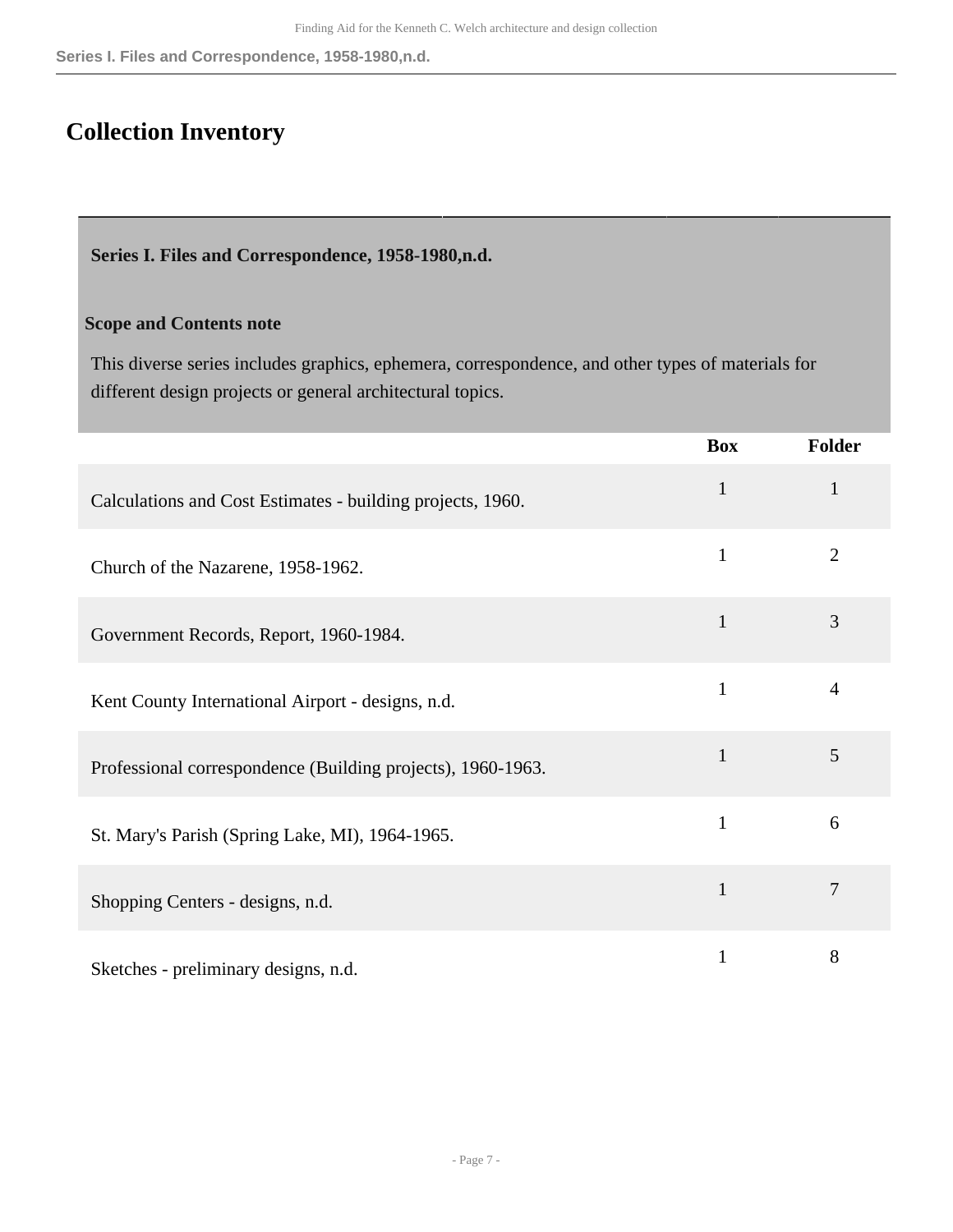# Collection Inventory

### Series I. Files and Correspondence, 1958-1980,n.d.

**Scope and Contents note**

This diverse series includes graphics, ephemera, correspondence, and other types of materials for different design projects or general architectural topics.

| | Box | Folder |
|---|---|---|
| Calculations and Cost Estimates - building projects, 1960. | 1 | 1 |
| Church of the Nazarene, 1958-1962. | 1 | 2 |
| Government Records, Report, 1960-1984. | 1 | 3 |
| Kent County International Airport - designs, n.d. | 1 | 4 |
| Professional correspondence (Building projects), 1960-1963. | 1 | 5 |
| St. Mary's Parish (Spring Lake, MI), 1964-1965. | 1 | 6 |
| Shopping Centers - designs, n.d. | 1 | 7 |
| Sketches - preliminary designs, n.d. | 1 | 8 |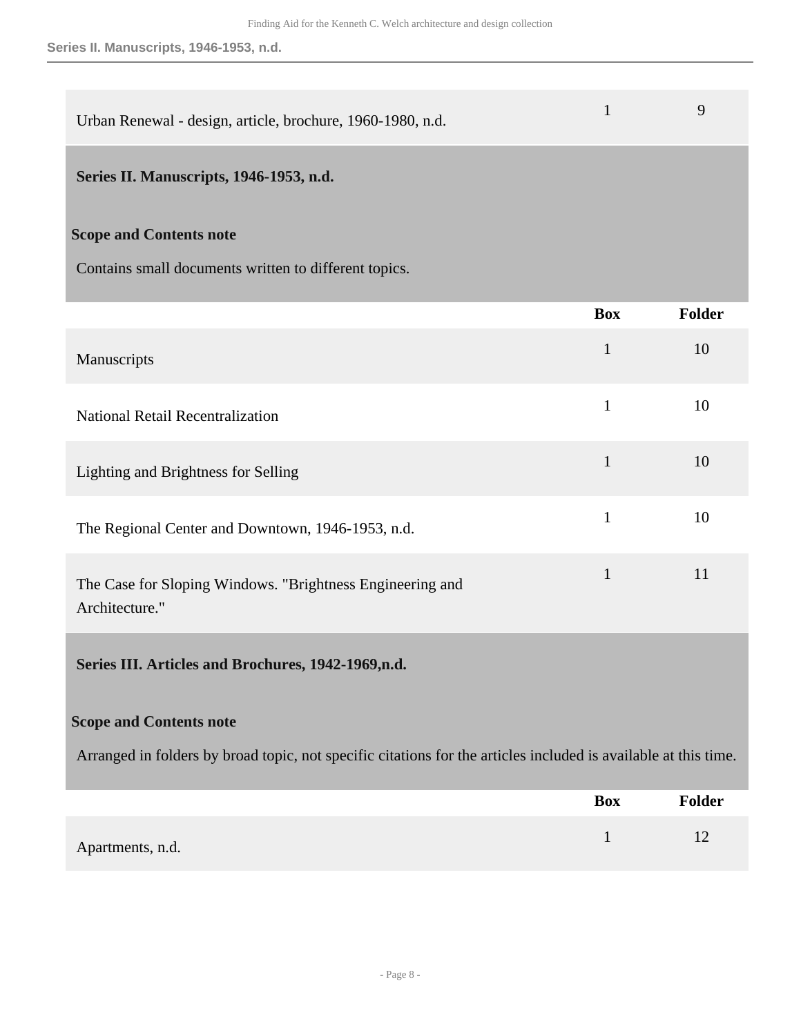| | Box | Folder |
|---|---|---|
| Urban Renewal - design, article, brochure, 1960-1980, n.d. | 1 | 9 |

## Series II. Manuscripts, 1946-1953, n.d.

### Scope and Contents note

Contains small documents written to different topics.

| | Box | Folder |
|---|---|---|
| Manuscripts | 1 | 10 |
| National Retail Recentralization | 1 | 10 |
| Lighting and Brightness for Selling | 1 | 10 |
| The Regional Center and Downtown, 1946-1953, n.d. | 1 | 10 |
| The Case for Sloping Windows. "Brightness Engineering and Architecture." | 1 | 11 |

## Series III. Articles and Brochures, 1942-1969,n.d.

### Scope and Contents note

Arranged in folders by broad topic, not specific citations for the articles included is available at this time.

| | Box | Folder |
|---|---|---|
| Apartments, n.d. | 1 | 12 |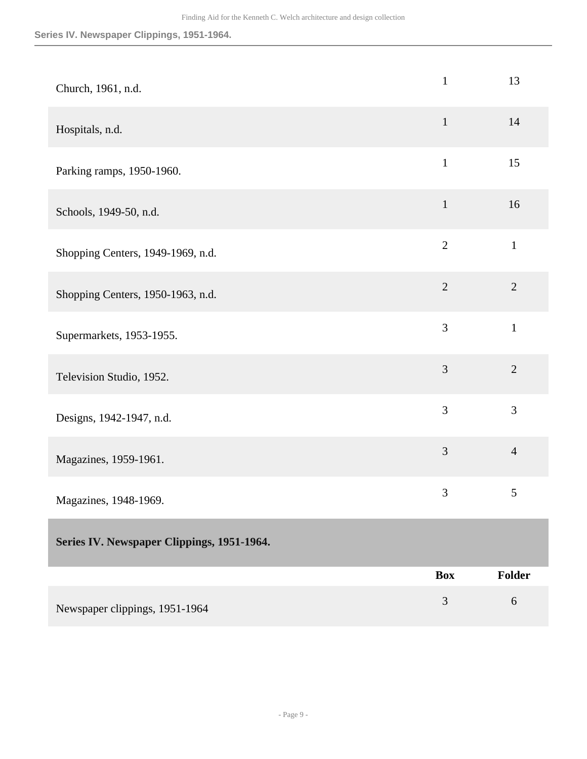| | | |
|---|---|---|
| Church, 1961, n.d. | 1 | 13 |
| Hospitals, n.d. | 1 | 14 |
| Parking ramps, 1950-1960. | 1 | 15 |
| Schools, 1949-50, n.d. | 1 | 16 |
| Shopping Centers, 1949-1969, n.d. | 2 | 1 |
| Shopping Centers, 1950-1963, n.d. | 2 | 2 |
| Supermarkets, 1953-1955. | 3 | 1 |
| Television Studio, 1952. | 3 | 2 |
| Designs, 1942-1947, n.d. | 3 | 3 |
| Magazines, 1959-1961. | 3 | 4 |
| Magazines, 1948-1969. | 3 | 5 |

## Series IV. Newspaper Clippings, 1951-1964.

| | Box | Folder |
|---|---|---|
| Newspaper clippings, 1951-1964 | 3 | 6 |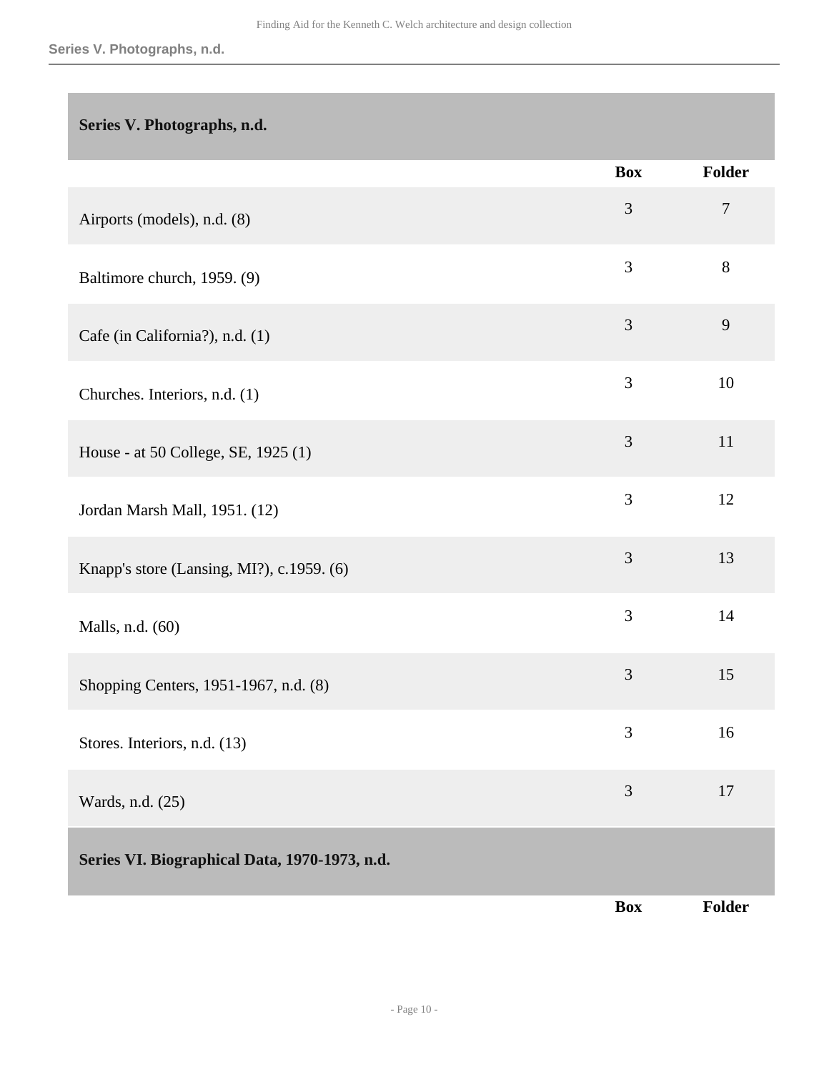## Series V. Photographs, n.d.

| | Box | Folder |
|---|---|---|
| Airports (models), n.d. (8) | 3 | 7 |
| Baltimore church, 1959. (9) | 3 | 8 |
| Cafe (in California?), n.d. (1) | 3 | 9 |
| Churches. Interiors, n.d. (1) | 3 | 10 |
| House - at 50 College, SE, 1925 (1) | 3 | 11 |
| Jordan Marsh Mall, 1951. (12) | 3 | 12 |
| Knapp's store (Lansing, MI?), c.1959. (6) | 3 | 13 |
| Malls, n.d. (60) | 3 | 14 |
| Shopping Centers, 1951-1967, n.d. (8) | 3 | 15 |
| Stores. Interiors, n.d. (13) | 3 | 16 |
| Wards, n.d. (25) | 3 | 17 |

## Series VI. Biographical Data, 1970-1973, n.d.

| | Box | Folder |
|---|---|---|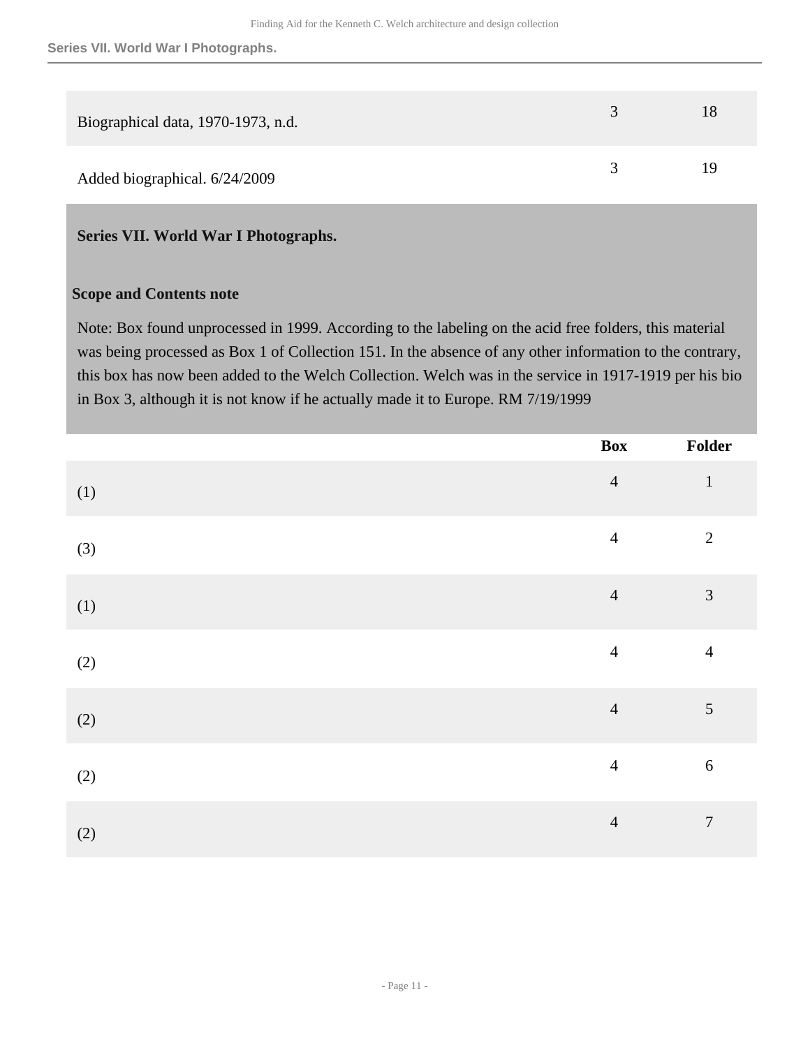| | Box | Folder |
|---|---|---|
| Biographical data, 1970-1973, n.d. | 3 | 18 |
| Added biographical. 6/24/2009 | 3 | 19 |

### Series VII. World War I Photographs.

**Scope and Contents note**

Note: Box found unprocessed in 1999. According to the labeling on the acid free folders, this material was being processed as Box 1 of Collection 151. In the absence of any other information to the contrary, this box has now been added to the Welch Collection. Welch was in the service in 1917-1919 per his bio in Box 3, although it is not know if he actually made it to Europe. RM 7/19/1999

| | Box | Folder |
|---|---|---|
| (1) | 4 | 1 |
| (3) | 4 | 2 |
| (1) | 4 | 3 |
| (2) | 4 | 4 |
| (2) | 4 | 5 |
| (2) | 4 | 6 |
| (2) | 4 | 7 |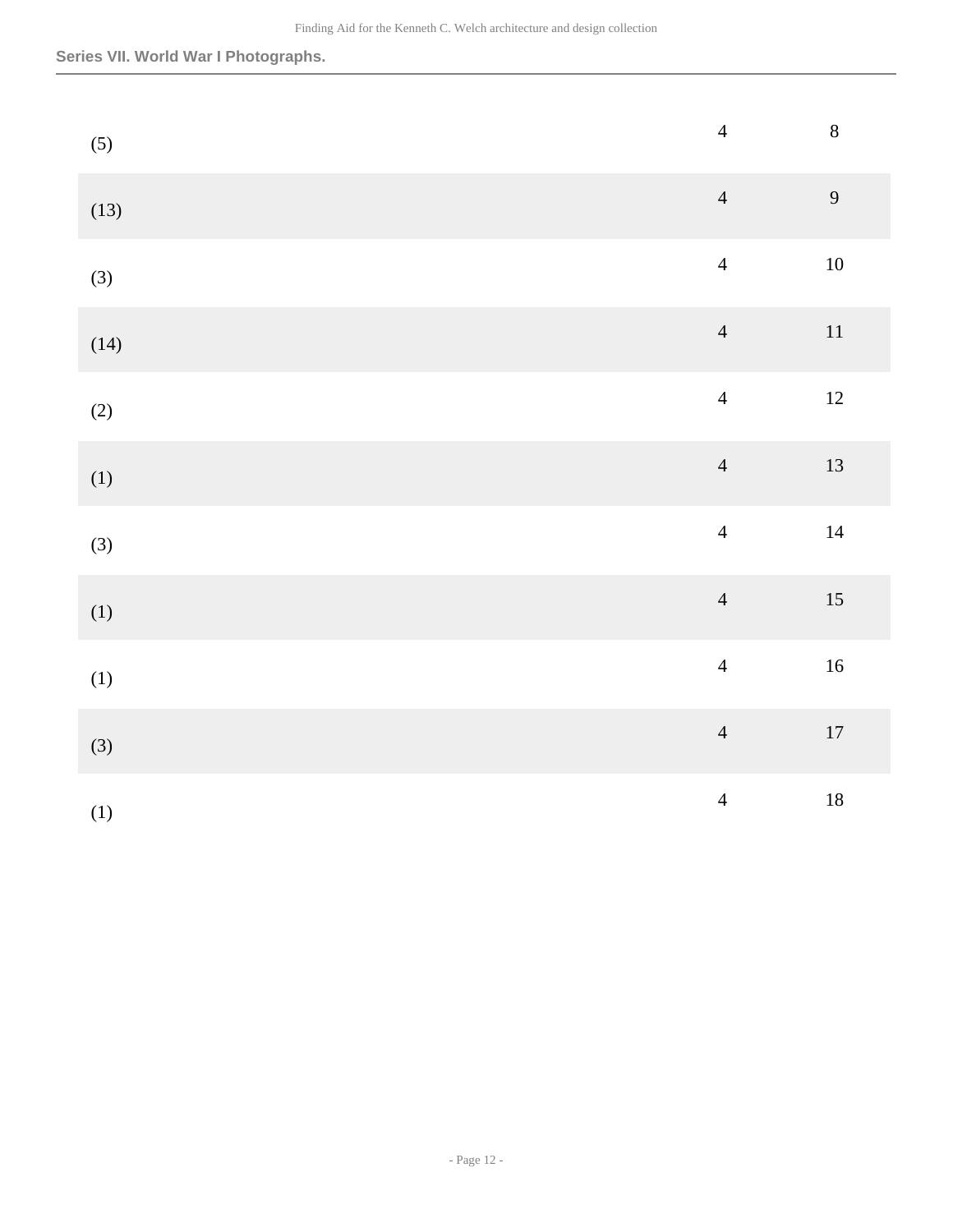| | | |
|---|---|---|
| (5) | 4 | 8 |
| (13) | 4 | 9 |
| (3) | 4 | 10 |
| (14) | 4 | 11 |
| (2) | 4 | 12 |
| (1) | 4 | 13 |
| (3) | 4 | 14 |
| (1) | 4 | 15 |
| (1) | 4 | 16 |
| (3) | 4 | 17 |
| (1) | 4 | 18 |